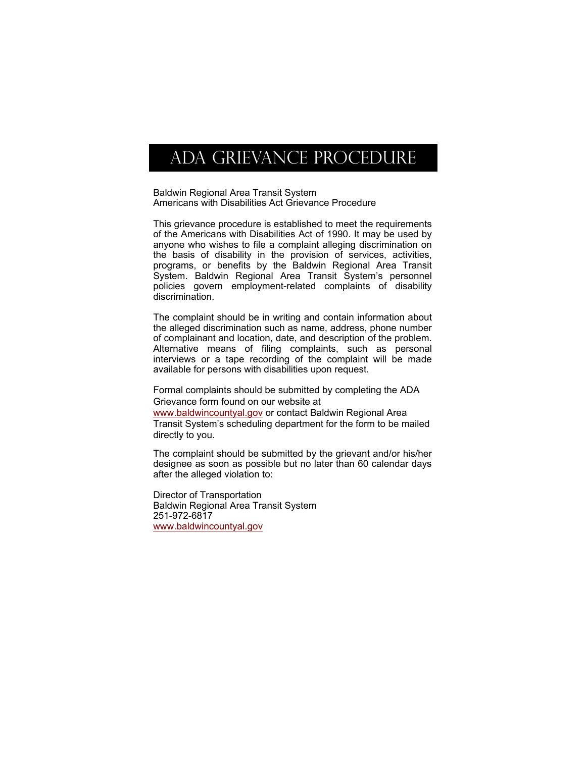# ADA GRIEVANCE PROCEDURE

Baldwin Regional Area Transit System
Americans with Disabilities Act Grievance Procedure

This grievance procedure is established to meet the requirements of the Americans with Disabilities Act of 1990. It may be used by anyone who wishes to file a complaint alleging discrimination on the basis of disability in the provision of services, activities, programs, or benefits by the Baldwin Regional Area Transit System. Baldwin Regional Area Transit System's personnel policies govern employment-related complaints of disability discrimination.

The complaint should be in writing and contain information about the alleged discrimination such as name, address, phone number of complainant and location, date, and description of the problem. Alternative means of filing complaints, such as personal interviews or a tape recording of the complaint will be made available for persons with disabilities upon request.

Formal complaints should be submitted by completing the ADA Grievance form found on our website at [www.baldwincountyal.gov](http://www.baldwincountyal.gov) or contact Baldwin Regional Area Transit System's scheduling department for the form to be mailed directly to you.

The complaint should be submitted by the grievant and/or his/her designee as soon as possible but no later than 60 calendar days after the alleged violation to:

Director of Transportation
Baldwin Regional Area Transit System
251-972-6817
[www.baldwincountyal.gov](http://www.baldwincountyal.gov)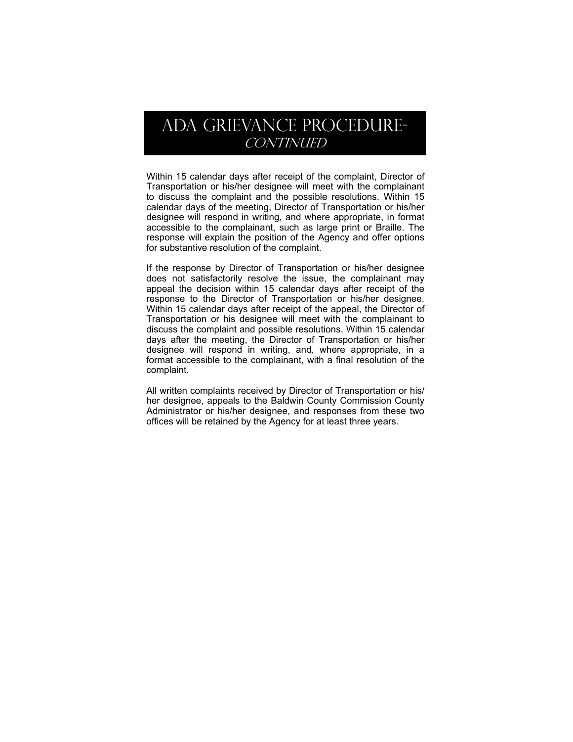# ADA Grievance Procedure- *Continued*

Within 15 calendar days after receipt of the complaint, Director of Transportation or his/her designee will meet with the complainant to discuss the complaint and the possible resolutions. Within 15 calendar days of the meeting, Director of Transportation or his/her designee will respond in writing, and where appropriate, in format accessible to the complainant, such as large print or Braille. The response will explain the position of the Agency and offer options for substantive resolution of the complaint.

If the response by Director of Transportation or his/her designee does not satisfactorily resolve the issue, the complainant may appeal the decision within 15 calendar days after receipt of the response to the Director of Transportation or his/her designee. Within 15 calendar days after receipt of the appeal, the Director of Transportation or his designee will meet with the complainant to discuss the complaint and possible resolutions. Within 15 calendar days after the meeting, the Director of Transportation or his/her designee will respond in writing, and, where appropriate, in a format accessible to the complainant, with a final resolution of the complaint.

All written complaints received by Director of Transportation or his/her designee, appeals to the Baldwin County Commission County Administrator or his/her designee, and responses from these two offices will be retained by the Agency for at least three years.